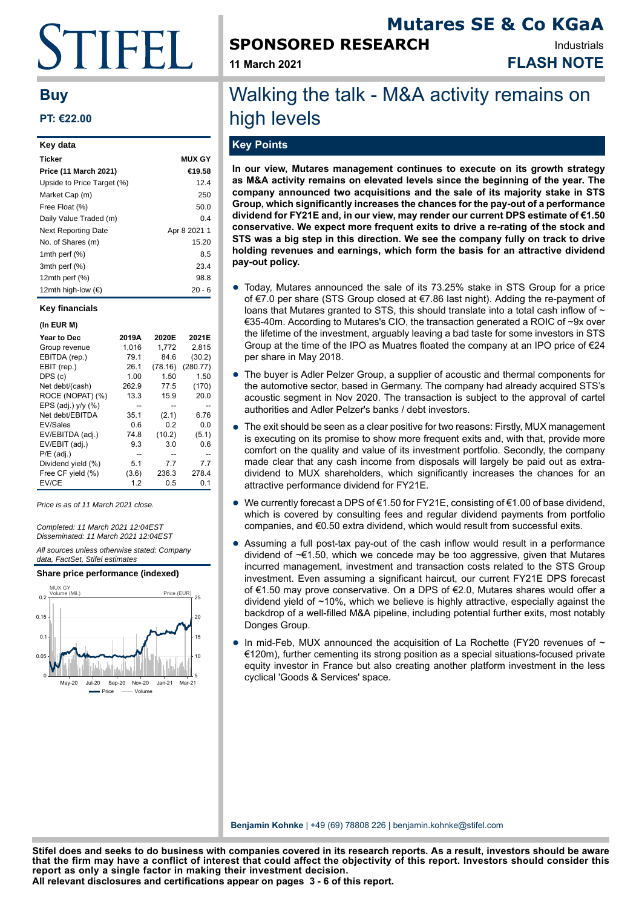# Mutares SE & Co KGaA

**SPONSORED RESEARCH**

Industrials

**11 March 2021**

**FLASH NOTE**

## Buy

**PT: €22.00**

**Key data**

| Ticker | MUX GY |
|---|---|
| **Price (11 March 2021)** | **€19.58** |
| Upside to Price Target (%) | 12.4 |
| Market Cap (m) | 250 |
| Free Float (%) | 50.0 |
| Daily Value Traded (m) | 0.4 |
| Next Reporting Date | Apr 8 2021 1 |
| No. of Shares (m) | 15.20 |
| 1mth perf (%) | 8.5 |
| 3mth perf (%) | 23.4 |
| 12mth perf (%) | 98.8 |
| 12mth high-low (€) | 20 - 6 |

**Key financials**

**(In EUR M)**

| Year to Dec | 2019A | 2020E | 2021E |
|---|---|---|---|
| Group revenue | 1,016 | 1,772 | 2,815 |
| EBITDA (rep.) | 79.1 | 84.6 | (30.2) |
| EBIT (rep.) | 26.1 | (78.16) | (280.77) |
| DPS (c) | 1.00 | 1.50 | 1.50 |
| Net debt/(cash) | 262.9 | 77.5 | (170) |
| ROCE (NOPAT) (%) | 13.3 | 15.9 | 20.0 |
| EPS (adj.) y/y (%) | -- | -- | -- |
| Net debt/EBITDA | 35.1 | (2.1) | 6.76 |
| EV/Sales | 0.6 | 0.2 | 0.0 |
| EV/EBITDA (adj.) | 74.8 | (10.2) | (5.1) |
| EV/EBIT (adj.) | 9.3 | 3.0 | 0.6 |
| P/E (adj.) | -- | -- | -- |
| Dividend yield (%) | 5.1 | 7.7 | 7.7 |
| Free CF yield (%) | (3.6) | 236.3 | 278.4 |
| EV/CE | 1.2 | 0.5 | 0.1 |

*Price is as of 11 March 2021 close.*

*Completed: 11 March 2021 12:04EST*
*Disseminated: 11 March 2021 12:04EST*

*All sources unless otherwise stated: Company data, FactSet, Stifel estimates*

**Share price performance (indexed)**

# Walking the talk - M&A activity remains on high levels

## Key Points

**In our view, Mutares management continues to execute on its growth strategy as M&A activity remains on elevated levels since the beginning of the year. The company announced two acquisitions and the sale of its majority stake in STS Group, which significantly increases the chances for the pay-out of a performance dividend for FY21E and, in our view, may render our current DPS estimate of €1.50 conservative. We expect more frequent exits to drive a re-rating of the stock and STS was a big step in this direction. We see the company fully on track to drive holding revenues and earnings, which form the basis for an attractive dividend pay-out policy.**

- Today, Mutares announced the sale of its 73.25% stake in STS Group for a price of €7.0 per share (STS Group closed at €7.86 last night). Adding the re-payment of loans that Mutares granted to STS, this should translate into a total cash inflow of ~ €35-40m. According to Mutares's CIO, the transaction generated a ROIC of ~9x over the lifetime of the investment, arguably leaving a bad taste for some investors in STS Group at the time of the IPO as Muatres floated the company at an IPO price of €24 per share in May 2018.
- The buyer is Adler Pelzer Group, a supplier of acoustic and thermal components for the automotive sector, based in Germany. The company had already acquired STS's acoustic segment in Nov 2020. The transaction is subject to the approval of cartel authorities and Adler Pelzer's banks / debt investors.
- The exit should be seen as a clear positive for two reasons: Firstly, MUX management is executing on its promise to show more frequent exits and, with that, provide more comfort on the quality and value of its investment portfolio. Secondly, the company made clear that any cash income from disposals will largely be paid out as extra-dividend to MUX shareholders, which significantly increases the chances for an attractive performance dividend for FY21E.
- We currently forecast a DPS of €1.50 for FY21E, consisting of €1.00 of base dividend, which is covered by consulting fees and regular dividend payments from portfolio companies, and €0.50 extra dividend, which would result from successful exits.
- Assuming a full post-tax pay-out of the cash inflow would result in a performance dividend of ~€1.50, which we concede may be too aggressive, given that Mutares incurred management, investment and transaction costs related to the STS Group investment. Even assuming a significant haircut, our current FY21E DPS forecast of €1.50 may prove conservative. On a DPS of €2.0, Mutares shares would offer a dividend yield of ~10%, which we believe is highly attractive, especially against the backdrop of a well-filled M&A pipeline, including potential further exits, most notably Donges Group.
- In mid-Feb, MUX announced the acquisition of La Rochette (FY20 revenues of ~ €120m), further cementing its strong position as a special situations-focused private equity investor in France but also creating another platform investment in the less cyclical 'Goods & Services' space.

**Benjamin Kohnke** | +49 (69) 78808 226 | benjamin.kohnke@stifel.com

**Stifel does and seeks to do business with companies covered in its research reports. As a result, investors should be aware that the firm may have a conflict of interest that could affect the objectivity of this report. Investors should consider this report as only a single factor in making their investment decision.**
**All relevant disclosures and certifications appear on pages 3 - 6 of this report.**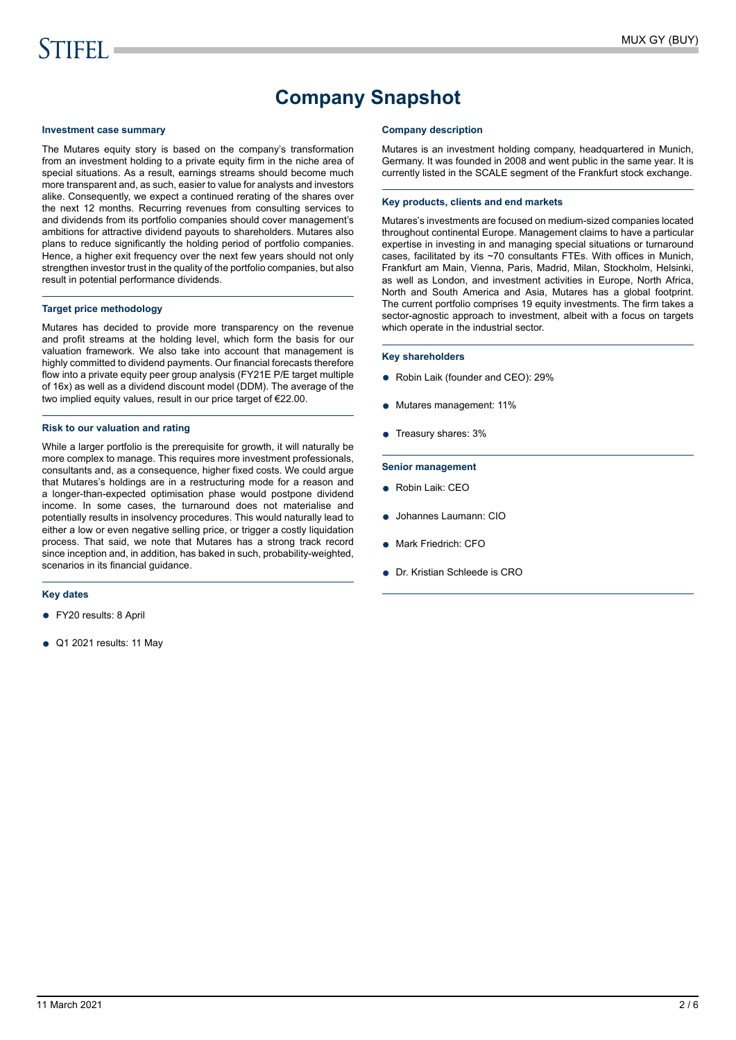# Company Snapshot

### Investment case summary

The Mutares equity story is based on the company's transformation from an investment holding to a private equity firm in the niche area of special situations. As a result, earnings streams should become much more transparent and, as such, easier to value for analysts and investors alike. Consequently, we expect a continued rerating of the shares over the next 12 months. Recurring revenues from consulting services to and dividends from its portfolio companies should cover management's ambitions for attractive dividend payouts to shareholders. Mutares also plans to reduce significantly the holding period of portfolio companies. Hence, a higher exit frequency over the next few years should not only strengthen investor trust in the quality of the portfolio companies, but also result in potential performance dividends.

### Target price methodology

Mutares has decided to provide more transparency on the revenue and profit streams at the holding level, which form the basis for our valuation framework. We also take into account that management is highly committed to dividend payments. Our financial forecasts therefore flow into a private equity peer group analysis (FY21E P/E target multiple of 16x) as well as a dividend discount model (DDM). The average of the two implied equity values, result in our price target of €22.00.

### Risk to our valuation and rating

While a larger portfolio is the prerequisite for growth, it will naturally be more complex to manage. This requires more investment professionals, consultants and, as a consequence, higher fixed costs. We could argue that Mutares's holdings are in a restructuring mode for a reason and a longer-than-expected optimisation phase would postpone dividend income. In some cases, the turnaround does not materialise and potentially results in insolvency procedures. This would naturally lead to either a low or even negative selling price, or trigger a costly liquidation process. That said, we note that Mutares has a strong track record since inception and, in addition, has baked in such, probability-weighted, scenarios in its financial guidance.

### Key dates

- FY20 results: 8 April
- Q1 2021 results: 11 May

### Company description

Mutares is an investment holding company, headquartered in Munich, Germany. It was founded in 2008 and went public in the same year. It is currently listed in the SCALE segment of the Frankfurt stock exchange.

### Key products, clients and end markets

Mutares's investments are focused on medium-sized companies located throughout continental Europe. Management claims to have a particular expertise in investing in and managing special situations or turnaround cases, facilitated by its ~70 consultants FTEs. With offices in Munich, Frankfurt am Main, Vienna, Paris, Madrid, Milan, Stockholm, Helsinki, as well as London, and investment activities in Europe, North Africa, North and South America and Asia, Mutares has a global footprint. The current portfolio comprises 19 equity investments. The firm takes a sector-agnostic approach to investment, albeit with a focus on targets which operate in the industrial sector.

### Key shareholders

- Robin Laik (founder and CEO): 29%
- Mutares management: 11%
- Treasury shares: 3%

### Senior management

- Robin Laik: CEO
- Johannes Laumann: CIO
- Mark Friedrich: CFO
- Dr. Kristian Schleede is CRO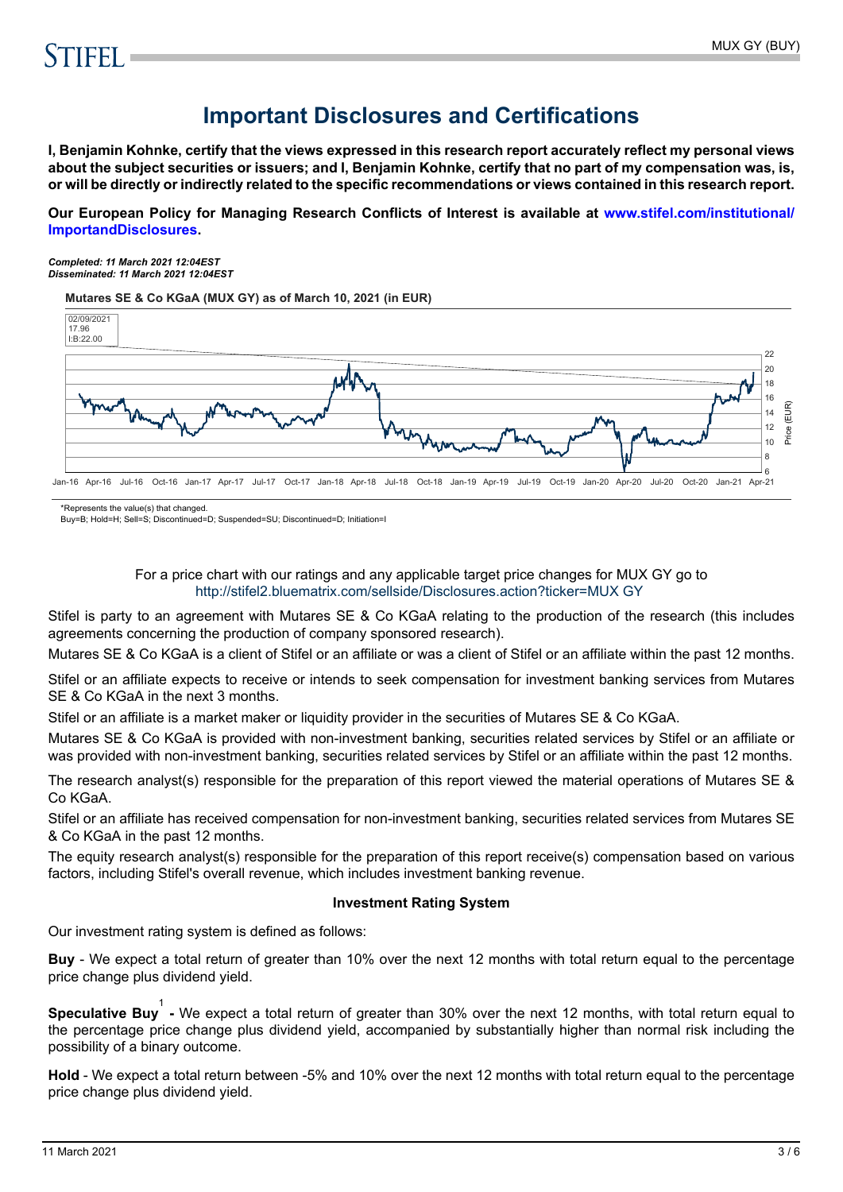# Important Disclosures and Certifications

**I, Benjamin Kohnke, certify that the views expressed in this research report accurately reflect my personal views about the subject securities or issuers; and I, Benjamin Kohnke, certify that no part of my compensation was, is, or will be directly or indirectly related to the specific recommendations or views contained in this research report.**

**Our European Policy for Managing Research Conflicts of Interest is available at www.stifel.com/institutional/ImportandDisclosures.**

***Completed: 11 March 2021 12:04EST***
***Disseminated: 11 March 2021 12:04EST***

**Mutares SE & Co KGaA (MUX GY) as of March 10, 2021 (in EUR)**

02/09/2021
17.96
I:B:22.00

*Represents the value(s) that changed.
Buy=B; Hold=H; Sell=S; Discontinued=D; Suspended=SU; Discontinued=D; Initiation=I

For a price chart with our ratings and any applicable target price changes for MUX GY go to http://stifel2.bluematrix.com/sellside/Disclosures.action?ticker=MUX GY

Stifel is party to an agreement with Mutares SE & Co KGaA relating to the production of the research (this includes agreements concerning the production of company sponsored research).

Mutares SE & Co KGaA is a client of Stifel or an affiliate or was a client of Stifel or an affiliate within the past 12 months.

Stifel or an affiliate expects to receive or intends to seek compensation for investment banking services from Mutares SE & Co KGaA in the next 3 months.

Stifel or an affiliate is a market maker or liquidity provider in the securities of Mutares SE & Co KGaA.

Mutares SE & Co KGaA is provided with non-investment banking, securities related services by Stifel or an affiliate or was provided with non-investment banking, securities related services by Stifel or an affiliate within the past 12 months.

The research analyst(s) responsible for the preparation of this report viewed the material operations of Mutares SE & Co KGaA.

Stifel or an affiliate has received compensation for non-investment banking, securities related services from Mutares SE & Co KGaA in the past 12 months.

The equity research analyst(s) responsible for the preparation of this report receive(s) compensation based on various factors, including Stifel's overall revenue, which includes investment banking revenue.

**Investment Rating System**

Our investment rating system is defined as follows:

**Buy** - We expect a total return of greater than 10% over the next 12 months with total return equal to the percentage price change plus dividend yield.

**Speculative Buy**[1] **-** We expect a total return of greater than 30% over the next 12 months, with total return equal to the percentage price change plus dividend yield, accompanied by substantially higher than normal risk including the possibility of a binary outcome.

**Hold** - We expect a total return between -5% and 10% over the next 12 months with total return equal to the percentage price change plus dividend yield.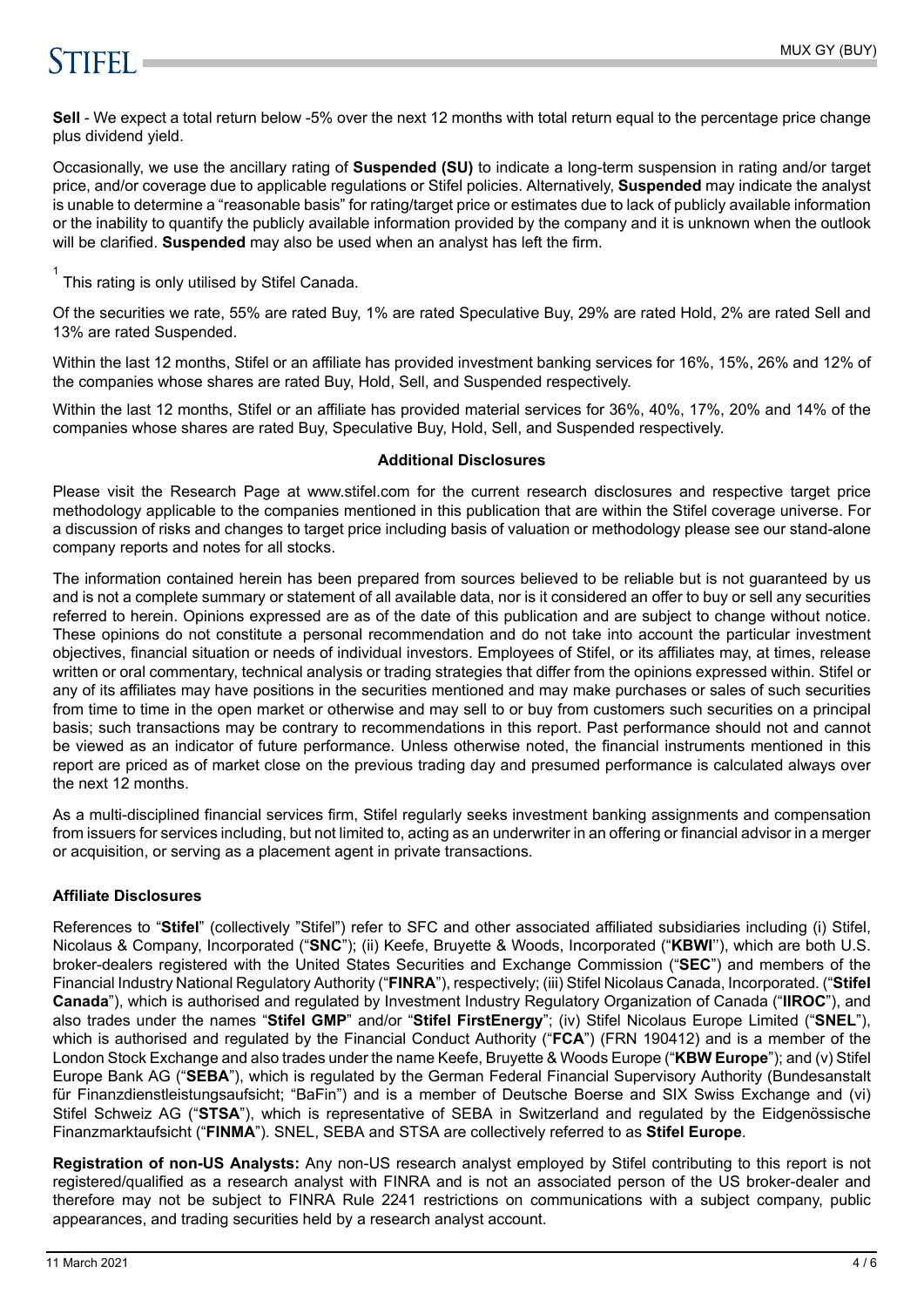**Sell** - We expect a total return below -5% over the next 12 months with total return equal to the percentage price change plus dividend yield.

Occasionally, we use the ancillary rating of **Suspended (SU)** to indicate a long-term suspension in rating and/or target price, and/or coverage due to applicable regulations or Stifel policies. Alternatively, **Suspended** may indicate the analyst is unable to determine a "reasonable basis" for rating/target price or estimates due to lack of publicly available information or the inability to quantify the publicly available information provided by the company and it is unknown when the outlook will be clarified. **Suspended** may also be used when an analyst has left the firm.

[1] This rating is only utilised by Stifel Canada.

Of the securities we rate, 55% are rated Buy, 1% are rated Speculative Buy, 29% are rated Hold, 2% are rated Sell and 13% are rated Suspended.

Within the last 12 months, Stifel or an affiliate has provided investment banking services for 16%, 15%, 26% and 12% of the companies whose shares are rated Buy, Hold, Sell, and Suspended respectively.

Within the last 12 months, Stifel or an affiliate has provided material services for 36%, 40%, 17%, 20% and 14% of the companies whose shares are rated Buy, Speculative Buy, Hold, Sell, and Suspended respectively.

**Additional Disclosures**

Please visit the Research Page at www.stifel.com for the current research disclosures and respective target price methodology applicable to the companies mentioned in this publication that are within the Stifel coverage universe. For a discussion of risks and changes to target price including basis of valuation or methodology please see our stand-alone company reports and notes for all stocks.

The information contained herein has been prepared from sources believed to be reliable but is not guaranteed by us and is not a complete summary or statement of all available data, nor is it considered an offer to buy or sell any securities referred to herein. Opinions expressed are as of the date of this publication and are subject to change without notice. These opinions do not constitute a personal recommendation and do not take into account the particular investment objectives, financial situation or needs of individual investors. Employees of Stifel, or its affiliates may, at times, release written or oral commentary, technical analysis or trading strategies that differ from the opinions expressed within. Stifel or any of its affiliates may have positions in the securities mentioned and may make purchases or sales of such securities from time to time in the open market or otherwise and may sell to or buy from customers such securities on a principal basis; such transactions may be contrary to recommendations in this report. Past performance should not and cannot be viewed as an indicator of future performance. Unless otherwise noted, the financial instruments mentioned in this report are priced as of market close on the previous trading day and presumed performance is calculated always over the next 12 months.

As a multi-disciplined financial services firm, Stifel regularly seeks investment banking assignments and compensation from issuers for services including, but not limited to, acting as an underwriter in an offering or financial advisor in a merger or acquisition, or serving as a placement agent in private transactions.

**Affiliate Disclosures**

References to "**Stifel**" (collectively "Stifel") refer to SFC and other associated affiliated subsidiaries including (i) Stifel, Nicolaus & Company, Incorporated ("**SNC**"); (ii) Keefe, Bruyette & Woods, Incorporated ("**KBWI**"), which are both U.S. broker-dealers registered with the United States Securities and Exchange Commission ("**SEC**") and members of the Financial Industry National Regulatory Authority ("**FINRA**"), respectively; (iii) Stifel Nicolaus Canada, Incorporated. ("**Stifel Canada**"), which is authorised and regulated by Investment Industry Regulatory Organization of Canada ("**IIROC**"), and also trades under the names "**Stifel GMP**" and/or "**Stifel FirstEnergy**"; (iv) Stifel Nicolaus Europe Limited ("**SNEL**"), which is authorised and regulated by the Financial Conduct Authority ("**FCA**") (FRN 190412) and is a member of the London Stock Exchange and also trades under the name Keefe, Bruyette & Woods Europe ("**KBW Europe**"); and (v) Stifel Europe Bank AG ("**SEBA**"), which is regulated by the German Federal Financial Supervisory Authority (Bundesanstalt für Finanzdienstleistungsaufsicht; "BaFin") and is a member of Deutsche Boerse and SIX Swiss Exchange and (vi) Stifel Schweiz AG ("**STSA**"), which is representative of SEBA in Switzerland and regulated by the Eidgenössische Finanzmarktaufsicht ("**FINMA**"). SNEL, SEBA and STSA are collectively referred to as **Stifel Europe**.

**Registration of non-US Analysts:** Any non-US research analyst employed by Stifel contributing to this report is not registered/qualified as a research analyst with FINRA and is not an associated person of the US broker-dealer and therefore may not be subject to FINRA Rule 2241 restrictions on communications with a subject company, public appearances, and trading securities held by a research analyst account.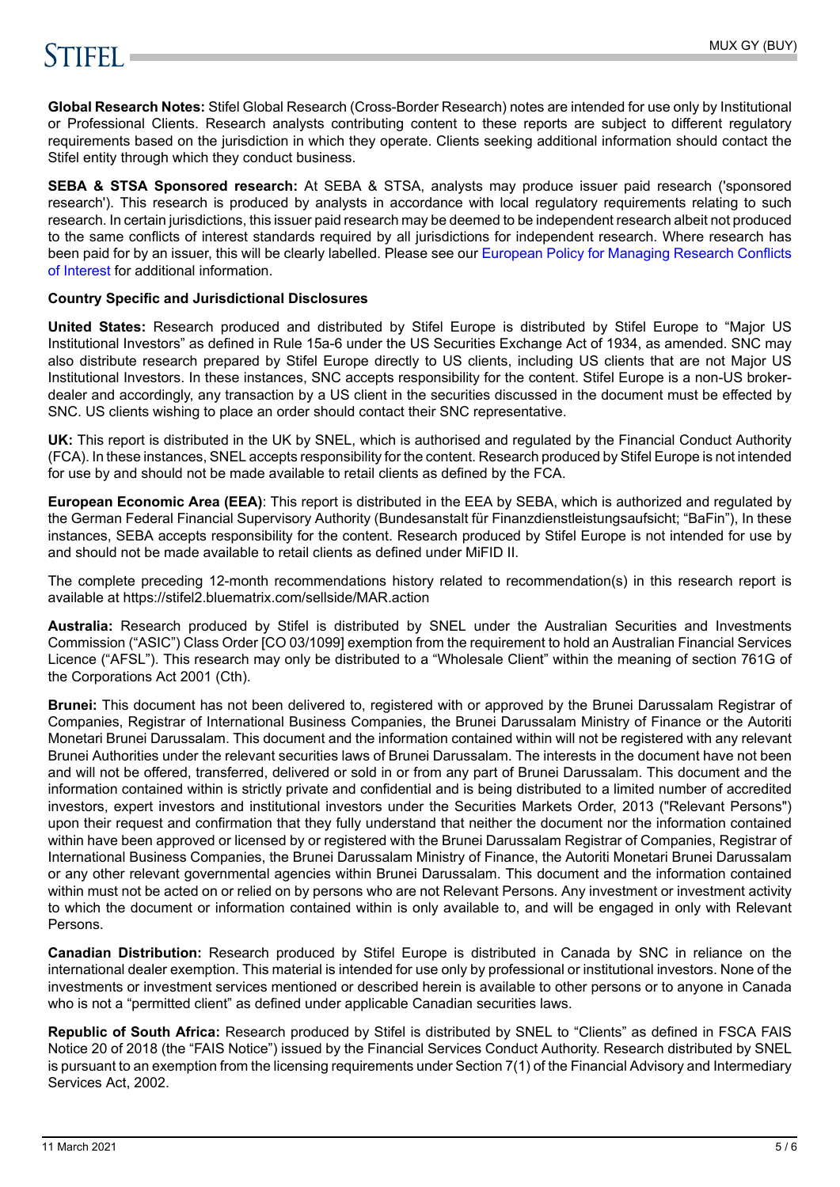**Global Research Notes:** Stifel Global Research (Cross-Border Research) notes are intended for use only by Institutional or Professional Clients. Research analysts contributing content to these reports are subject to different regulatory requirements based on the jurisdiction in which they operate. Clients seeking additional information should contact the Stifel entity through which they conduct business.

**SEBA & STSA Sponsored research:** At SEBA & STSA, analysts may produce issuer paid research ('sponsored research'). This research is produced by analysts in accordance with local regulatory requirements relating to such research. In certain jurisdictions, this issuer paid research may be deemed to be independent research albeit not produced to the same conflicts of interest standards required by all jurisdictions for independent research. Where research has been paid for by an issuer, this will be clearly labelled. Please see our European Policy for Managing Research Conflicts of Interest for additional information.

**Country Specific and Jurisdictional Disclosures**

**United States:** Research produced and distributed by Stifel Europe is distributed by Stifel Europe to "Major US Institutional Investors" as defined in Rule 15a-6 under the US Securities Exchange Act of 1934, as amended. SNC may also distribute research prepared by Stifel Europe directly to US clients, including US clients that are not Major US Institutional Investors. In these instances, SNC accepts responsibility for the content. Stifel Europe is a non-US broker-dealer and accordingly, any transaction by a US client in the securities discussed in the document must be effected by SNC. US clients wishing to place an order should contact their SNC representative.

**UK:** This report is distributed in the UK by SNEL, which is authorised and regulated by the Financial Conduct Authority (FCA). In these instances, SNEL accepts responsibility for the content. Research produced by Stifel Europe is not intended for use by and should not be made available to retail clients as defined by the FCA.

**European Economic Area (EEA)**: This report is distributed in the EEA by SEBA, which is authorized and regulated by the German Federal Financial Supervisory Authority (Bundesanstalt für Finanzdienstleistungsaufsicht; "BaFin"), In these instances, SEBA accepts responsibility for the content. Research produced by Stifel Europe is not intended for use by and should not be made available to retail clients as defined under MiFID II.

The complete preceding 12-month recommendations history related to recommendation(s) in this research report is available at https://stifel2.bluematrix.com/sellside/MAR.action

**Australia:** Research produced by Stifel is distributed by SNEL under the Australian Securities and Investments Commission ("ASIC") Class Order [CO 03/1099] exemption from the requirement to hold an Australian Financial Services Licence ("AFSL"). This research may only be distributed to a "Wholesale Client" within the meaning of section 761G of the Corporations Act 2001 (Cth).

**Brunei:** This document has not been delivered to, registered with or approved by the Brunei Darussalam Registrar of Companies, Registrar of International Business Companies, the Brunei Darussalam Ministry of Finance or the Autoriti Monetari Brunei Darussalam. This document and the information contained within will not be registered with any relevant Brunei Authorities under the relevant securities laws of Brunei Darussalam. The interests in the document have not been and will not be offered, transferred, delivered or sold in or from any part of Brunei Darussalam. This document and the information contained within is strictly private and confidential and is being distributed to a limited number of accredited investors, expert investors and institutional investors under the Securities Markets Order, 2013 ("Relevant Persons") upon their request and confirmation that they fully understand that neither the document nor the information contained within have been approved or licensed by or registered with the Brunei Darussalam Registrar of Companies, Registrar of International Business Companies, the Brunei Darussalam Ministry of Finance, the Autoriti Monetari Brunei Darussalam or any other relevant governmental agencies within Brunei Darussalam. This document and the information contained within must not be acted on or relied on by persons who are not Relevant Persons. Any investment or investment activity to which the document or information contained within is only available to, and will be engaged in only with Relevant Persons.

**Canadian Distribution:** Research produced by Stifel Europe is distributed in Canada by SNC in reliance on the international dealer exemption. This material is intended for use only by professional or institutional investors. None of the investments or investment services mentioned or described herein is available to other persons or to anyone in Canada who is not a "permitted client" as defined under applicable Canadian securities laws.

**Republic of South Africa:** Research produced by Stifel is distributed by SNEL to "Clients" as defined in FSCA FAIS Notice 20 of 2018 (the "FAIS Notice") issued by the Financial Services Conduct Authority. Research distributed by SNEL is pursuant to an exemption from the licensing requirements under Section 7(1) of the Financial Advisory and Intermediary Services Act, 2002.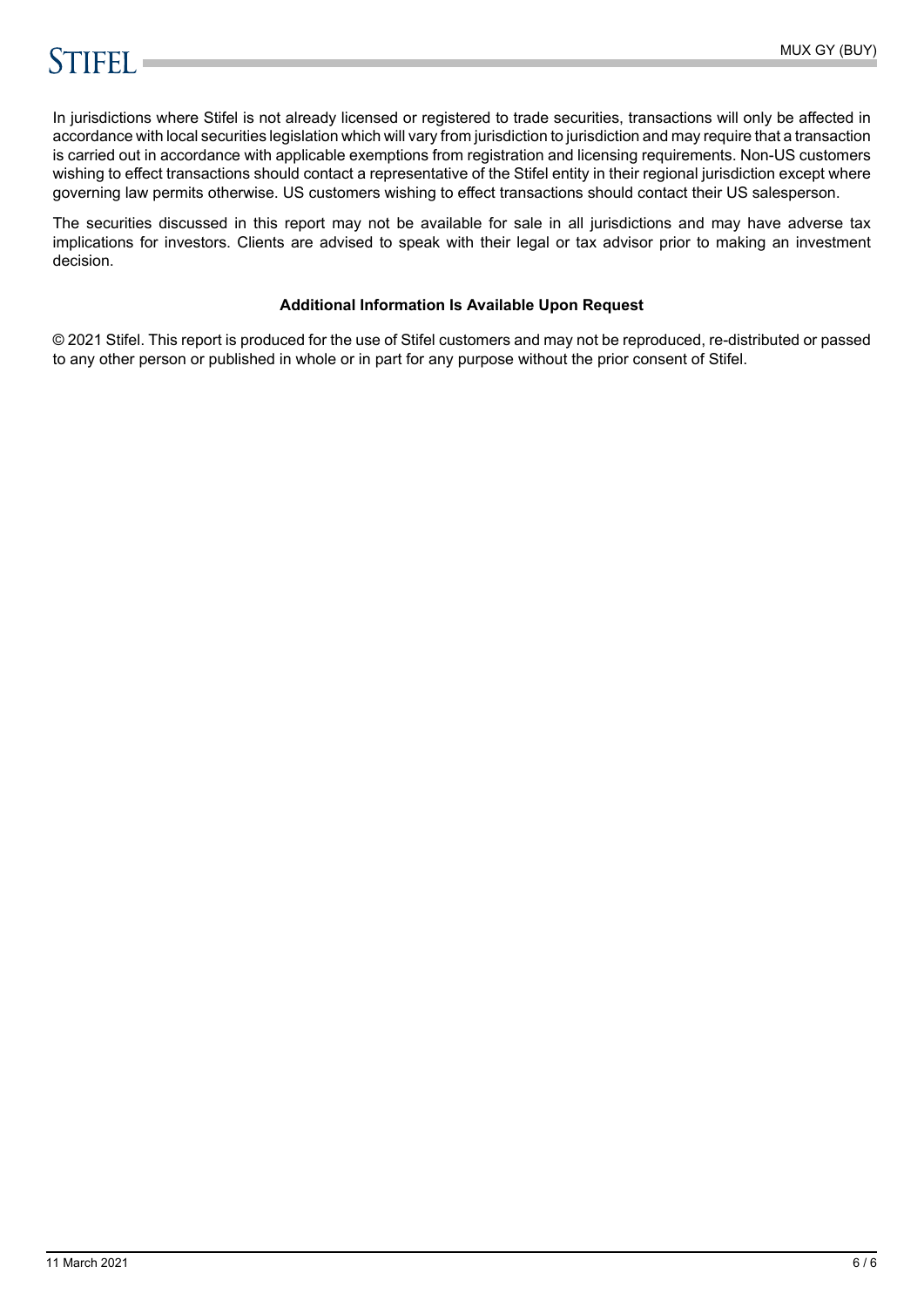In jurisdictions where Stifel is not already licensed or registered to trade securities, transactions will only be affected in accordance with local securities legislation which will vary from jurisdiction to jurisdiction and may require that a transaction is carried out in accordance with applicable exemptions from registration and licensing requirements. Non-US customers wishing to effect transactions should contact a representative of the Stifel entity in their regional jurisdiction except where governing law permits otherwise. US customers wishing to effect transactions should contact their US salesperson.

The securities discussed in this report may not be available for sale in all jurisdictions and may have adverse tax implications for investors. Clients are advised to speak with their legal or tax advisor prior to making an investment decision.

**Additional Information Is Available Upon Request**

© 2021 Stifel. This report is produced for the use of Stifel customers and may not be reproduced, re-distributed or passed to any other person or published in whole or in part for any purpose without the prior consent of Stifel.